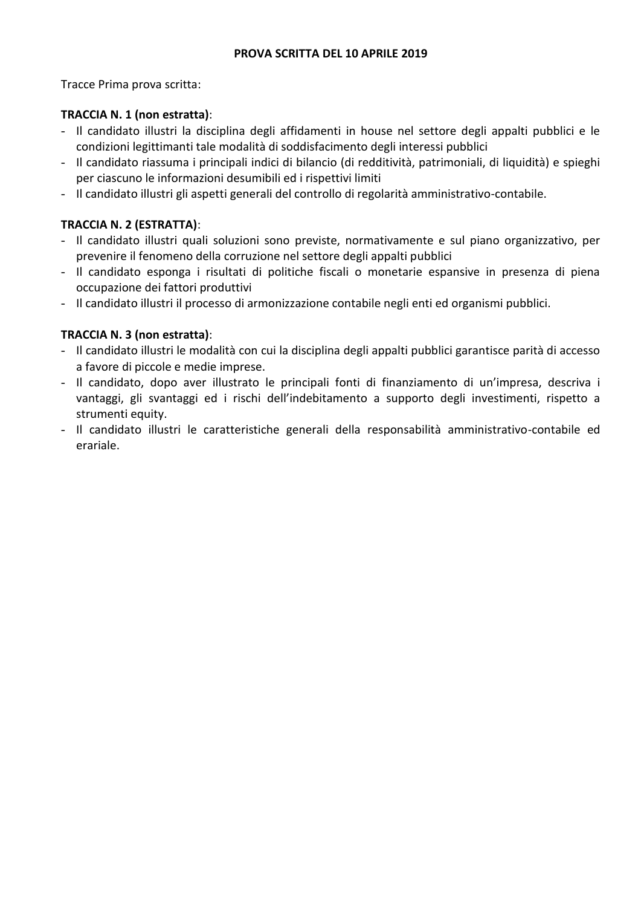**PROVA SCRITTA DEL 10 APRILE 2019**

Tracce Prima prova scritta:

**TRACCIA N. 1 (non estratta)**:

- Il candidato illustri la disciplina degli affidamenti in house nel settore degli appalti pubblici e le condizioni legittimanti tale modalità di soddisfacimento degli interessi pubblici
- Il candidato riassuma i principali indici di bilancio (di redditività, patrimoniali, di liquidità) e spieghi per ciascuno le informazioni desumibili ed i rispettivi limiti
- Il candidato illustri gli aspetti generali del controllo di regolarità amministrativo-contabile.

**TRACCIA N. 2 (ESTRATTA)**:

- Il candidato illustri quali soluzioni sono previste, normativamente e sul piano organizzativo, per prevenire il fenomeno della corruzione nel settore degli appalti pubblici
- Il candidato esponga i risultati di politiche fiscali o monetarie espansive in presenza di piena occupazione dei fattori produttivi
- Il candidato illustri il processo di armonizzazione contabile negli enti ed organismi pubblici.

**TRACCIA N. 3 (non estratta)**:

- Il candidato illustri le modalità con cui la disciplina degli appalti pubblici garantisce parità di accesso a favore di piccole e medie imprese.
- Il candidato, dopo aver illustrato le principali fonti di finanziamento di un'impresa, descriva i vantaggi, gli svantaggi ed i rischi dell'indebitamento a supporto degli investimenti, rispetto a strumenti equity.
- Il candidato illustri le caratteristiche generali della responsabilità amministrativo-contabile ed erariale.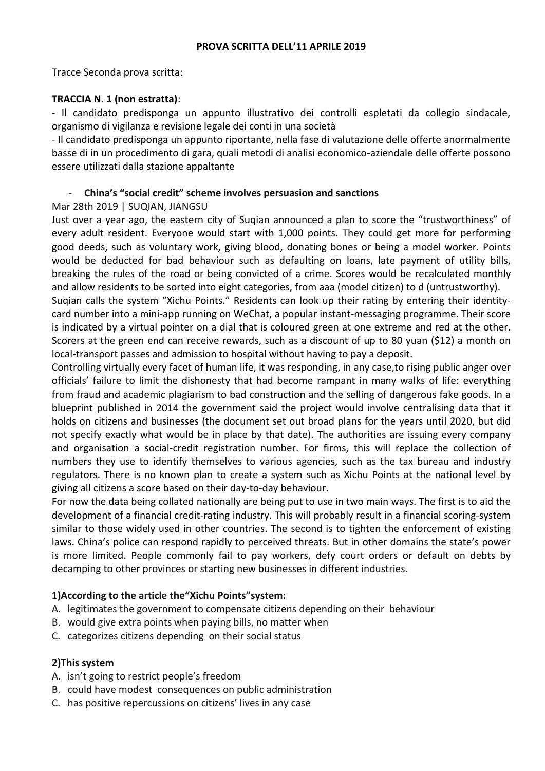**PROVA SCRITTA DELL'11 APRILE 2019**

Tracce Seconda prova scritta:

**TRACCIA N. 1 (non estratta)**:

- Il candidato predisponga un appunto illustrativo dei controlli espletati da collegio sindacale, organismo di vigilanza e revisione legale dei conti in una società
- Il candidato predisponga un appunto riportante, nella fase di valutazione delle offerte anormalmente basse di in un procedimento di gara, quali metodi di analisi economico-aziendale delle offerte possono essere utilizzati dalla stazione appaltante

- **China's "social credit" scheme involves persuasion and sanctions**

Mar 28th 2019 | SUQIAN, JIANGSU

Just over a year ago, the eastern city of Suqian announced a plan to score the "trustworthiness" of every adult resident. Everyone would start with 1,000 points. They could get more for performing good deeds, such as voluntary work, giving blood, donating bones or being a model worker. Points would be deducted for bad behaviour such as defaulting on loans, late payment of utility bills, breaking the rules of the road or being convicted of a crime. Scores would be recalculated monthly and allow residents to be sorted into eight categories, from aaa (model citizen) to d (untrustworthy).

Suqian calls the system "Xichu Points." Residents can look up their rating by entering their identity-card number into a mini-app running on WeChat, a popular instant-messaging programme. Their score is indicated by a virtual pointer on a dial that is coloured green at one extreme and red at the other. Scorers at the green end can receive rewards, such as a discount of up to 80 yuan ($12) a month on local-transport passes and admission to hospital without having to pay a deposit.

Controlling virtually every facet of human life, it was responding, in any case,to rising public anger over officials' failure to limit the dishonesty that had become rampant in many walks of life: everything from fraud and academic plagiarism to bad construction and the selling of dangerous fake goods. In a blueprint published in 2014 the government said the project would involve centralising data that it holds on citizens and businesses (the document set out broad plans for the years until 2020, but did not specify exactly what would be in place by that date). The authorities are issuing every company and organisation a social-credit registration number. For firms, this will replace the collection of numbers they use to identify themselves to various agencies, such as the tax bureau and industry regulators. There is no known plan to create a system such as Xichu Points at the national level by giving all citizens a score based on their day-to-day behaviour.

For now the data being collated nationally are being put to use in two main ways. The first is to aid the development of a financial credit-rating industry. This will probably result in a financial scoring-system similar to those widely used in other countries. The second is to tighten the enforcement of existing laws. China's police can respond rapidly to perceived threats. But in other domains the state's power is more limited. People commonly fail to pay workers, defy court orders or default on debts by decamping to other provinces or starting new businesses in different industries.

**1)According to the article the"Xichu Points"system:**

A. legitimates the government to compensate citizens depending on their behaviour
B. would give extra points when paying bills, no matter when
C. categorizes citizens depending on their social status

**2)This system**

A. isn't going to restrict people's freedom
B. could have modest consequences on public administration
C. has positive repercussions on citizens' lives in any case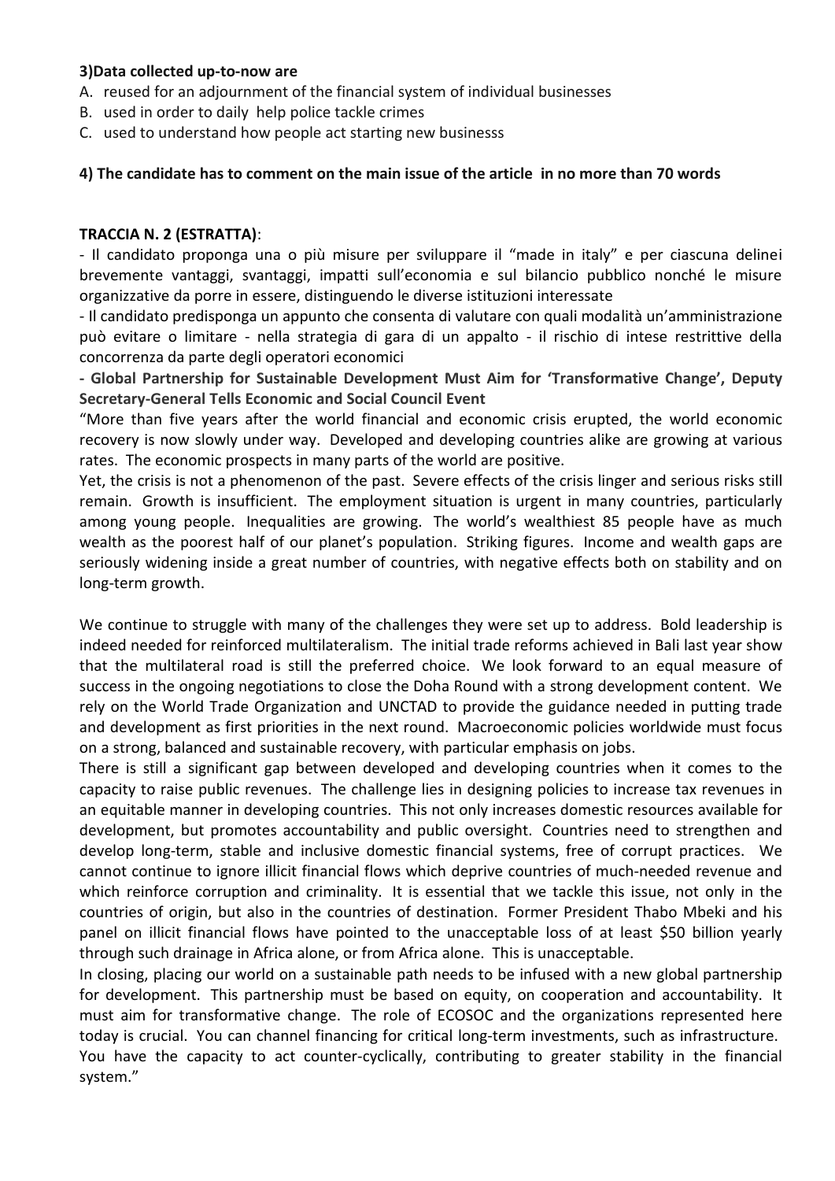**3)Data collected up-to-now are**

A. reused for an adjournment of the financial system of individual businesses
B. used in order to daily help police tackle crimes
C. used to understand how people act starting new businesss

**4) The candidate has to comment on the main issue of the article in no more than 70 words**

**TRACCIA N. 2 (ESTRATTA)**:

- Il candidato proponga una o più misure per sviluppare il "made in italy" e per ciascuna delinei brevemente vantaggi, svantaggi, impatti sull'economia e sul bilancio pubblico nonché le misure organizzative da porre in essere, distinguendo le diverse istituzioni interessate
- Il candidato predisponga un appunto che consenta di valutare con quali modalità un'amministrazione può evitare o limitare - nella strategia di gara di un appalto - il rischio di intese restrittive della concorrenza da parte degli operatori economici
- **Global Partnership for Sustainable Development Must Aim for 'Transformative Change', Deputy Secretary-General Tells Economic and Social Council Event**

"More than five years after the world financial and economic crisis erupted, the world economic recovery is now slowly under way. Developed and developing countries alike are growing at various rates. The economic prospects in many parts of the world are positive.

Yet, the crisis is not a phenomenon of the past. Severe effects of the crisis linger and serious risks still remain. Growth is insufficient. The employment situation is urgent in many countries, particularly among young people. Inequalities are growing. The world's wealthiest 85 people have as much wealth as the poorest half of our planet's population. Striking figures. Income and wealth gaps are seriously widening inside a great number of countries, with negative effects both on stability and on long-term growth.

We continue to struggle with many of the challenges they were set up to address. Bold leadership is indeed needed for reinforced multilateralism. The initial trade reforms achieved in Bali last year show that the multilateral road is still the preferred choice. We look forward to an equal measure of success in the ongoing negotiations to close the Doha Round with a strong development content. We rely on the World Trade Organization and UNCTAD to provide the guidance needed in putting trade and development as first priorities in the next round. Macroeconomic policies worldwide must focus on a strong, balanced and sustainable recovery, with particular emphasis on jobs.

There is still a significant gap between developed and developing countries when it comes to the capacity to raise public revenues. The challenge lies in designing policies to increase tax revenues in an equitable manner in developing countries. This not only increases domestic resources available for development, but promotes accountability and public oversight. Countries need to strengthen and develop long-term, stable and inclusive domestic financial systems, free of corrupt practices. We cannot continue to ignore illicit financial flows which deprive countries of much-needed revenue and which reinforce corruption and criminality. It is essential that we tackle this issue, not only in the countries of origin, but also in the countries of destination. Former President Thabo Mbeki and his panel on illicit financial flows have pointed to the unacceptable loss of at least $50 billion yearly through such drainage in Africa alone, or from Africa alone. This is unacceptable.

In closing, placing our world on a sustainable path needs to be infused with a new global partnership for development. This partnership must be based on equity, on cooperation and accountability. It must aim for transformative change. The role of ECOSOC and the organizations represented here today is crucial. You can channel financing for critical long-term investments, such as infrastructure. You have the capacity to act counter-cyclically, contributing to greater stability in the financial system."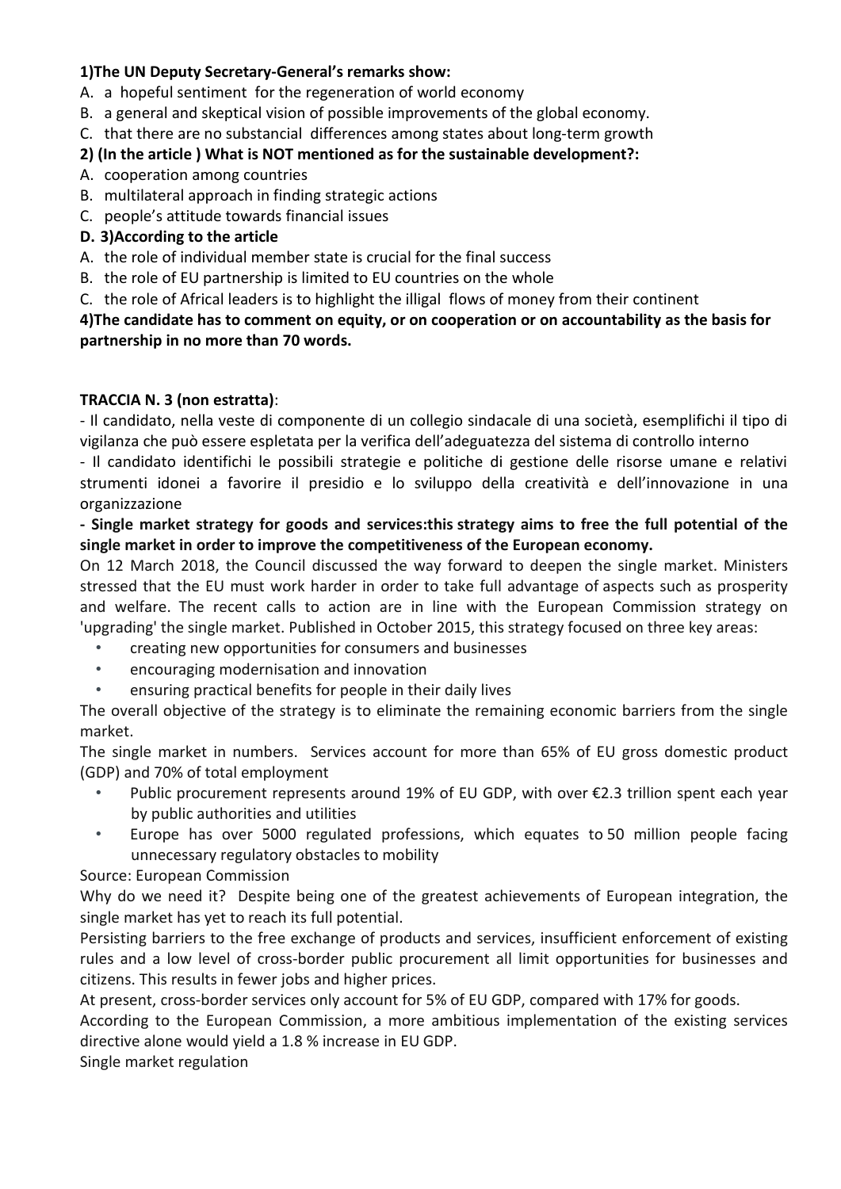**1)The UN Deputy Secretary-General's remarks show:**

A. a hopeful sentiment for the regeneration of world economy
B. a general and skeptical vision of possible improvements of the global economy.
C. that there are no substancial differences among states about long-term growth

**2) (In the article ) What is NOT mentioned as for the sustainable development?:**

A. cooperation among countries
B. multilateral approach in finding strategic actions
C. people's attitude towards financial issues

**D. 3)According to the article**

A. the role of individual member state is crucial for the final success
B. the role of EU partnership is limited to EU countries on the whole
C. the role of Africal leaders is to highlight the illigal flows of money from their continent

**4)The candidate has to comment on equity, or on cooperation or on accountability as the basis for partnership in no more than 70 words.**

**TRACCIA N. 3 (non estratta)**:

- Il candidato, nella veste di componente di un collegio sindacale di una società, esemplifichi il tipo di vigilanza che può essere espletata per la verifica dell'adeguatezza del sistema di controllo interno
- Il candidato identifichi le possibili strategie e politiche di gestione delle risorse umane e relativi strumenti idonei a favorire il presidio e lo sviluppo della creatività e dell'innovazione in una organizzazione

**- Single market strategy for goods and services:this strategy aims to free the full potential of the single market in order to improve the competitiveness of the European economy.**

On 12 March 2018, the Council discussed the way forward to deepen the single market. Ministers stressed that the EU must work harder in order to take full advantage of aspects such as prosperity and welfare. The recent calls to action are in line with the European Commission strategy on 'upgrading' the single market. Published in October 2015, this strategy focused on three key areas:

- creating new opportunities for consumers and businesses
- encouraging modernisation and innovation
- ensuring practical benefits for people in their daily lives

The overall objective of the strategy is to eliminate the remaining economic barriers from the single market.

The single market in numbers. Services account for more than 65% of EU gross domestic product (GDP) and 70% of total employment

- Public procurement represents around 19% of EU GDP, with over €2.3 trillion spent each year by public authorities and utilities
- Europe has over 5000 regulated professions, which equates to 50 million people facing unnecessary regulatory obstacles to mobility

Source: European Commission

Why do we need it? Despite being one of the greatest achievements of European integration, the single market has yet to reach its full potential.

Persisting barriers to the free exchange of products and services, insufficient enforcement of existing rules and a low level of cross-border public procurement all limit opportunities for businesses and citizens. This results in fewer jobs and higher prices.

At present, cross-border services only account for 5% of EU GDP, compared with 17% for goods.

According to the European Commission, a more ambitious implementation of the existing services directive alone would yield a 1.8 % increase in EU GDP.

Single market regulation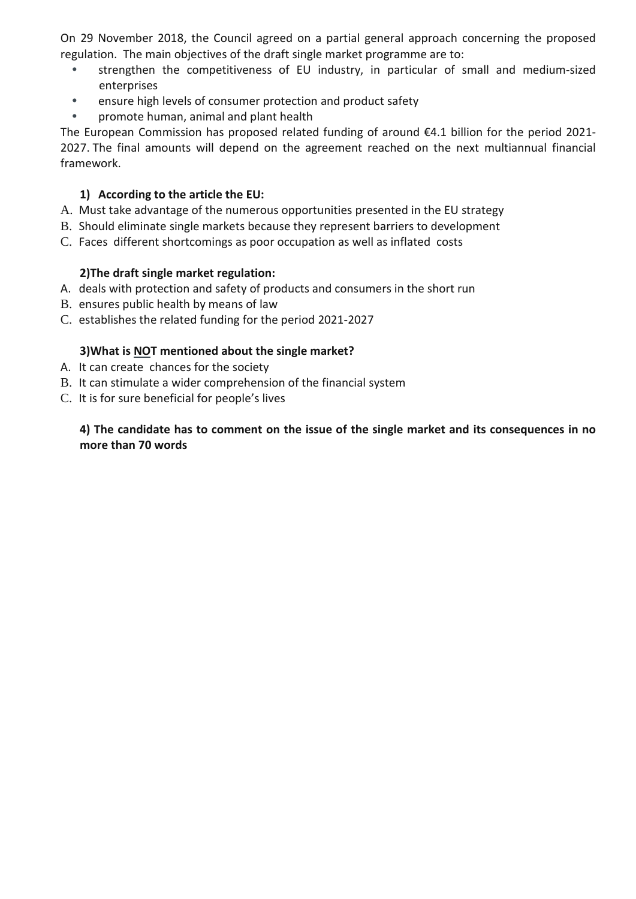On 29 November 2018, the Council agreed on a partial general approach concerning the proposed regulation. The main objectives of the draft single market programme are to:

- strengthen the competitiveness of EU industry, in particular of small and medium-sized enterprises
- ensure high levels of consumer protection and product safety
- promote human, animal and plant health

The European Commission has proposed related funding of around €4.1 billion for the period 2021-2027. The final amounts will depend on the agreement reached on the next multiannual financial framework.

**1) According to the article the EU:**

A. Must take advantage of the numerous opportunities presented in the EU strategy
B. Should eliminate single markets because they represent barriers to development
C. Faces different shortcomings as poor occupation as well as inflated costs

**2)The draft single market regulation:**

A. deals with protection and safety of products and consumers in the short run
B. ensures public health by means of law
C. establishes the related funding for the period 2021-2027

**3)What is NOT mentioned about the single market?**

A. It can create chances for the society
B. It can stimulate a wider comprehension of the financial system
C. It is for sure beneficial for people's lives

**4) The candidate has to comment on the issue of the single market and its consequences in no more than 70 words**